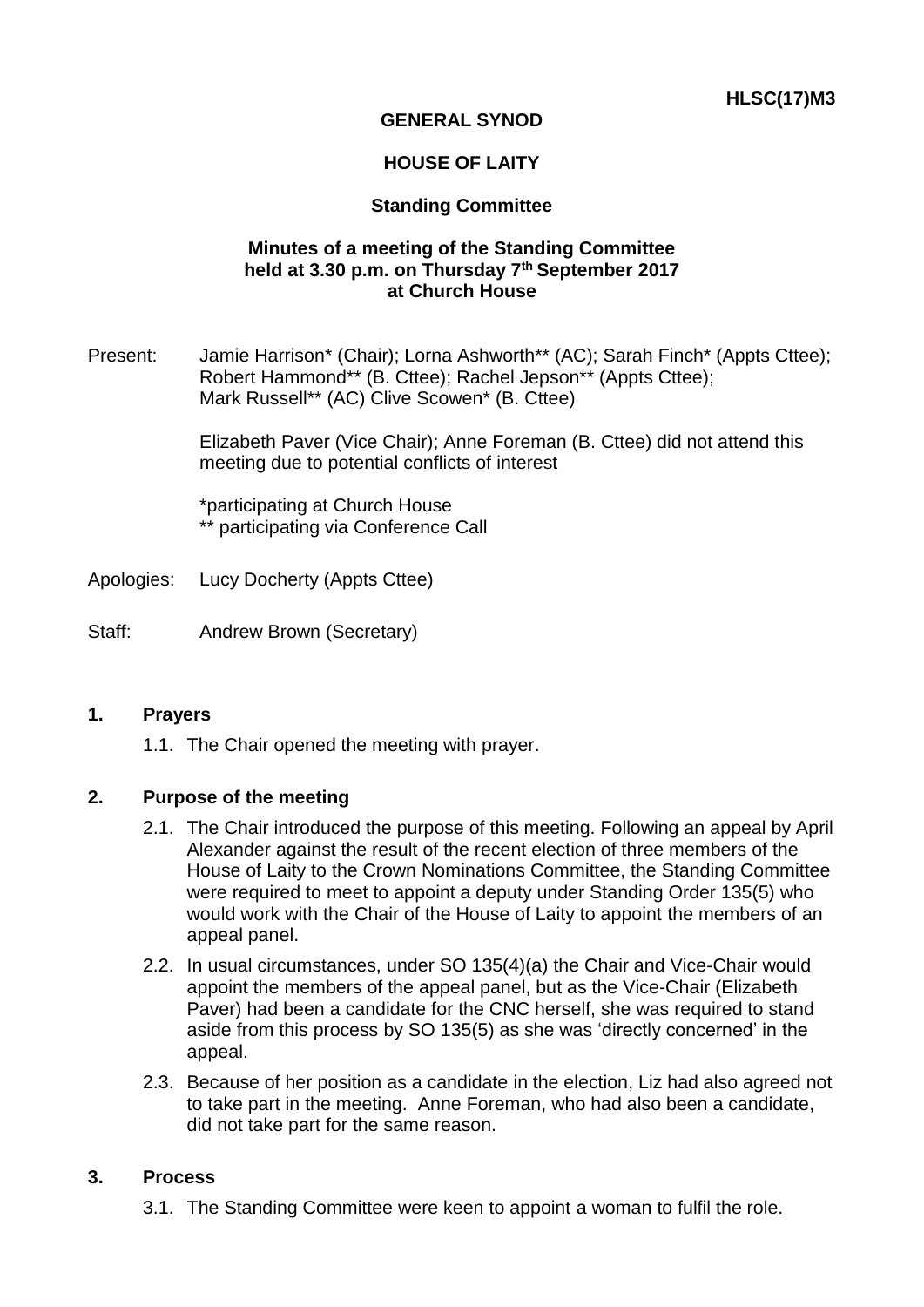HLSC(17)M3

**GENERAL SYNOD**

**HOUSE OF LAITY**

**Standing Committee**

**Minutes of a meeting of the Standing Committee held at 3.30 p.m. on Thursday 7th September 2017 at Church House**

Present: Jamie Harrison* (Chair); Lorna Ashworth** (AC); Sarah Finch* (Appts Cttee); Robert Hammond** (B. Cttee); Rachel Jepson** (Appts Cttee); Mark Russell** (AC) Clive Scowen* (B. Cttee)

Elizabeth Paver (Vice Chair); Anne Foreman (B. Cttee) did not attend this meeting due to potential conflicts of interest

*participating at Church House
** participating via Conference Call

Apologies: Lucy Docherty (Appts Cttee)

Staff: Andrew Brown (Secretary)

## 1. Prayers

1.1. The Chair opened the meeting with prayer.

## 2. Purpose of the meeting

2.1. The Chair introduced the purpose of this meeting. Following an appeal by April Alexander against the result of the recent election of three members of the House of Laity to the Crown Nominations Committee, the Standing Committee were required to meet to appoint a deputy under Standing Order 135(5) who would work with the Chair of the House of Laity to appoint the members of an appeal panel.

2.2. In usual circumstances, under SO 135(4)(a) the Chair and Vice-Chair would appoint the members of the appeal panel, but as the Vice-Chair (Elizabeth Paver) had been a candidate for the CNC herself, she was required to stand aside from this process by SO 135(5) as she was 'directly concerned' in the appeal.

2.3. Because of her position as a candidate in the election, Liz had also agreed not to take part in the meeting. Anne Foreman, who had also been a candidate, did not take part for the same reason.

## 3. Process

3.1. The Standing Committee were keen to appoint a woman to fulfil the role.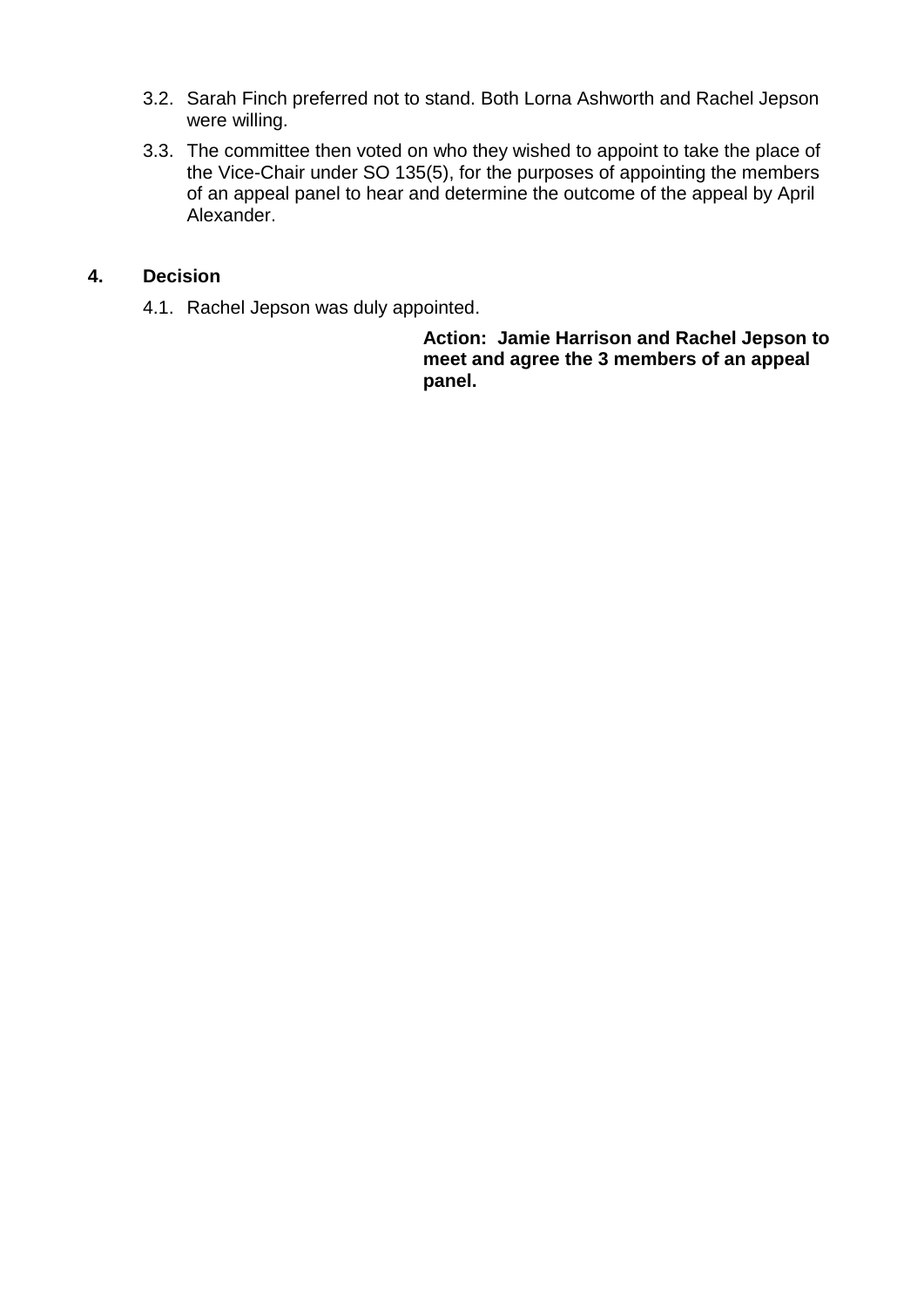3.2. Sarah Finch preferred not to stand. Both Lorna Ashworth and Rachel Jepson were willing.

3.3. The committee then voted on who they wished to appoint to take the place of the Vice-Chair under SO 135(5), for the purposes of appointing the members of an appeal panel to hear and determine the outcome of the appeal by April Alexander.

## 4. Decision

4.1. Rachel Jepson was duly appointed.

**Action: Jamie Harrison and Rachel Jepson to meet and agree the 3 members of an appeal panel.**